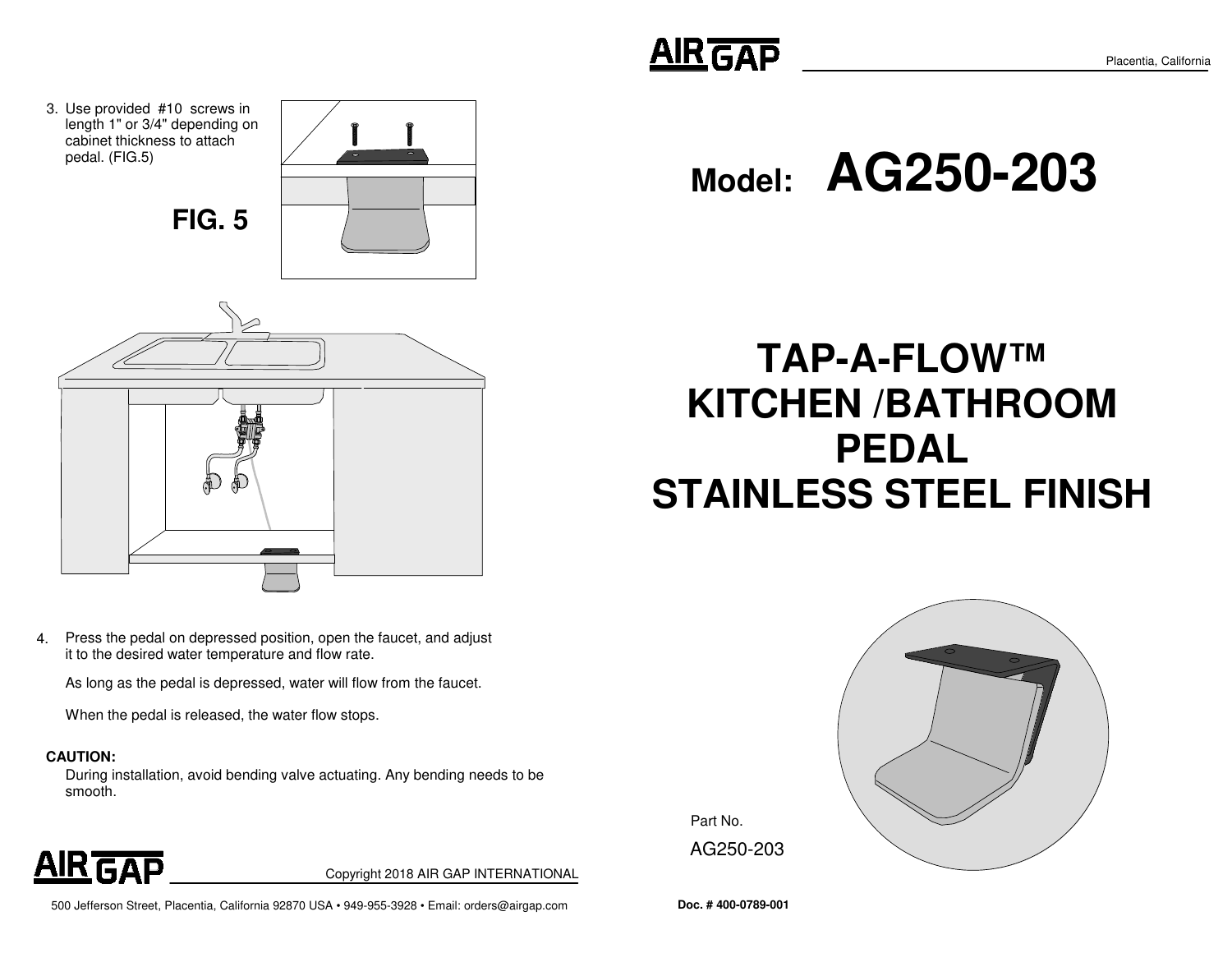3. Use provided #10 screws in length 1" or 3/4" depending on cabinet thickness to attach pedal. (FIG.5)

**FIG. 5**

4. Press the pedal on depressed position, open the faucet, and adjust it to the desired water temperature and flow rate.

   As long as the pedal is depressed, water will flow from the faucet.

   When the pedal is released, the water flow stops.

**CAUTION:**

During installation, avoid bending valve actuating. Any bending needs to be smooth.

AIR GAP

Copyright 2018 AIR GAP INTERNATIONAL

500 Jefferson Street, Placentia, California 92870 USA • 949-955-3928 • Email: orders@airgap.com

AIR GAP

Placentia, California

# Model: AG250-203

# TAP-A-FLOW™ KITCHEN /BATHROOM PEDAL STAINLESS STEEL FINISH

Part No.

AG250-203

**Doc. # 400-0789-001**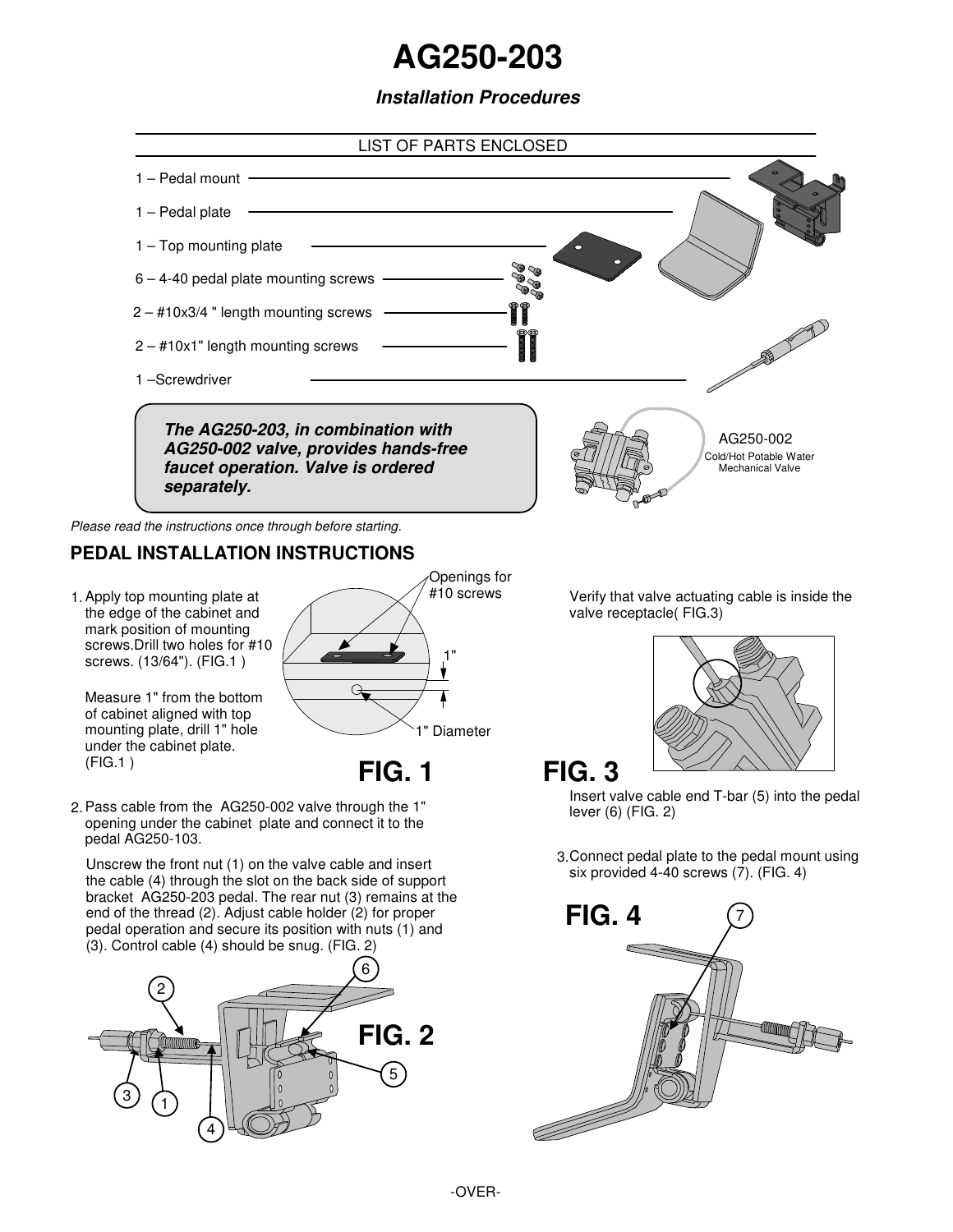# AG250-203

***Installation Procedures***

LIST OF PARTS ENCLOSED

- 1 – Pedal mount
- 1 – Pedal plate
- 1 – Top mounting plate
- 6 – 4-40 pedal plate mounting screws
- 2 – #10x3/4 " length mounting screws
- 2 – #10x1" length mounting screws
- 1 –Screwdriver

***The AG250-203, in combination with AG250-002 valve, provides hands-free faucet operation. Valve is ordered separately.***

AG250-002
Cold/Hot Potable Water Mechanical Valve

*Please read the instructions once through before starting.*

## PEDAL INSTALLATION INSTRUCTIONS

1. Apply top mounting plate at the edge of the cabinet and mark position of mounting screws.Drill two holes for #10 screws. (13/64"). (FIG.1 )

   Measure 1" from the bottom of cabinet aligned with top mounting plate, drill 1" hole under the cabinet plate. (FIG.1 )

Openings for #10 screws
1"
1" Diameter

**FIG. 1**

2. Pass cable from the AG250-002 valve through the 1" opening under the cabinet plate and connect it to the pedal AG250-103.

   Unscrew the front nut (1) on the valve cable and insert the cable (4) through the slot on the back side of support bracket AG250-203 pedal. The rear nut (3) remains at the end of the thread (2). Adjust cable holder (2) for proper pedal operation and secure its position with nuts (1) and (3). Control cable (4) should be snug. (FIG. 2)

**FIG. 2**

Verify that valve actuating cable is inside the valve receptacle( FIG.3)

**FIG. 3**

Insert valve cable end T-bar (5) into the pedal lever (6) (FIG. 2)

3. Connect pedal plate to the pedal mount using six provided 4-40 screws (7). (FIG. 4)

**FIG. 4**

-OVER-